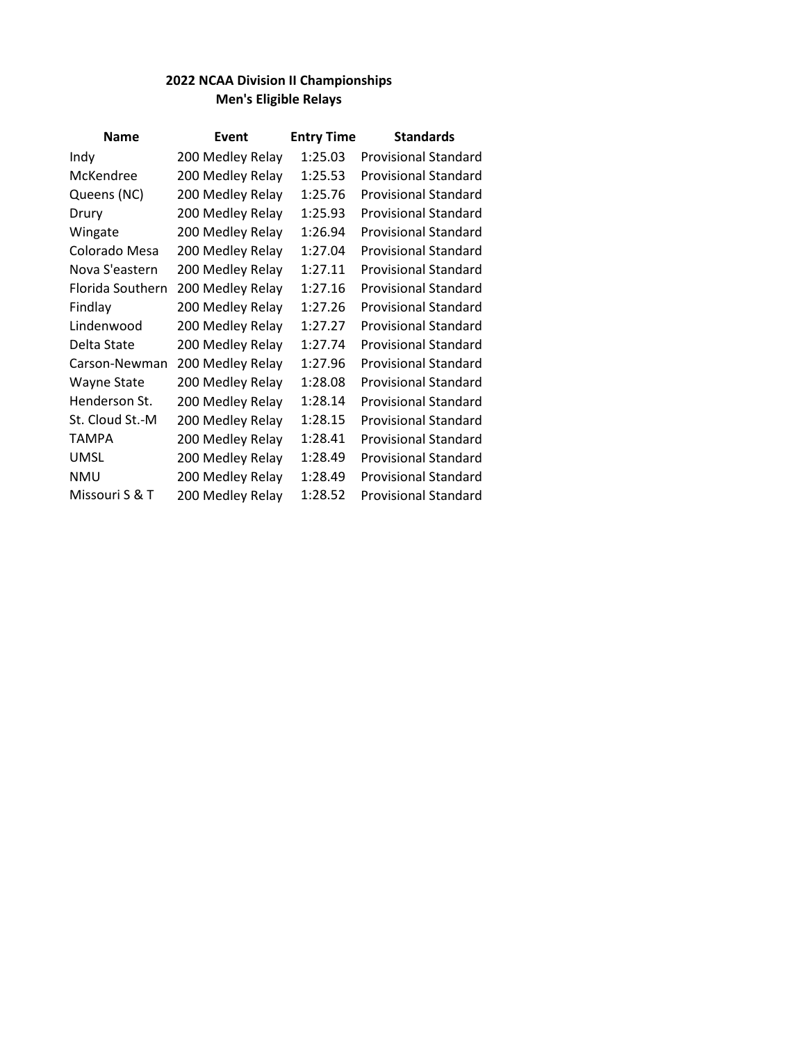**2022 NCAA Division II Championships**
**Men's Eligible Relays**

| Name | Event | Entry Time | Standards |
|---|---|---|---|
| Indy | 200 Medley Relay | 1:25.03 | Provisional Standard |
| McKendree | 200 Medley Relay | 1:25.53 | Provisional Standard |
| Queens (NC) | 200 Medley Relay | 1:25.76 | Provisional Standard |
| Drury | 200 Medley Relay | 1:25.93 | Provisional Standard |
| Wingate | 200 Medley Relay | 1:26.94 | Provisional Standard |
| Colorado Mesa | 200 Medley Relay | 1:27.04 | Provisional Standard |
| Nova S'eastern | 200 Medley Relay | 1:27.11 | Provisional Standard |
| Florida Southern | 200 Medley Relay | 1:27.16 | Provisional Standard |
| Findlay | 200 Medley Relay | 1:27.26 | Provisional Standard |
| Lindenwood | 200 Medley Relay | 1:27.27 | Provisional Standard |
| Delta State | 200 Medley Relay | 1:27.74 | Provisional Standard |
| Carson-Newman | 200 Medley Relay | 1:27.96 | Provisional Standard |
| Wayne State | 200 Medley Relay | 1:28.08 | Provisional Standard |
| Henderson St. | 200 Medley Relay | 1:28.14 | Provisional Standard |
| St. Cloud St.-M | 200 Medley Relay | 1:28.15 | Provisional Standard |
| TAMPA | 200 Medley Relay | 1:28.41 | Provisional Standard |
| UMSL | 200 Medley Relay | 1:28.49 | Provisional Standard |
| NMU | 200 Medley Relay | 1:28.49 | Provisional Standard |
| Missouri S & T | 200 Medley Relay | 1:28.52 | Provisional Standard |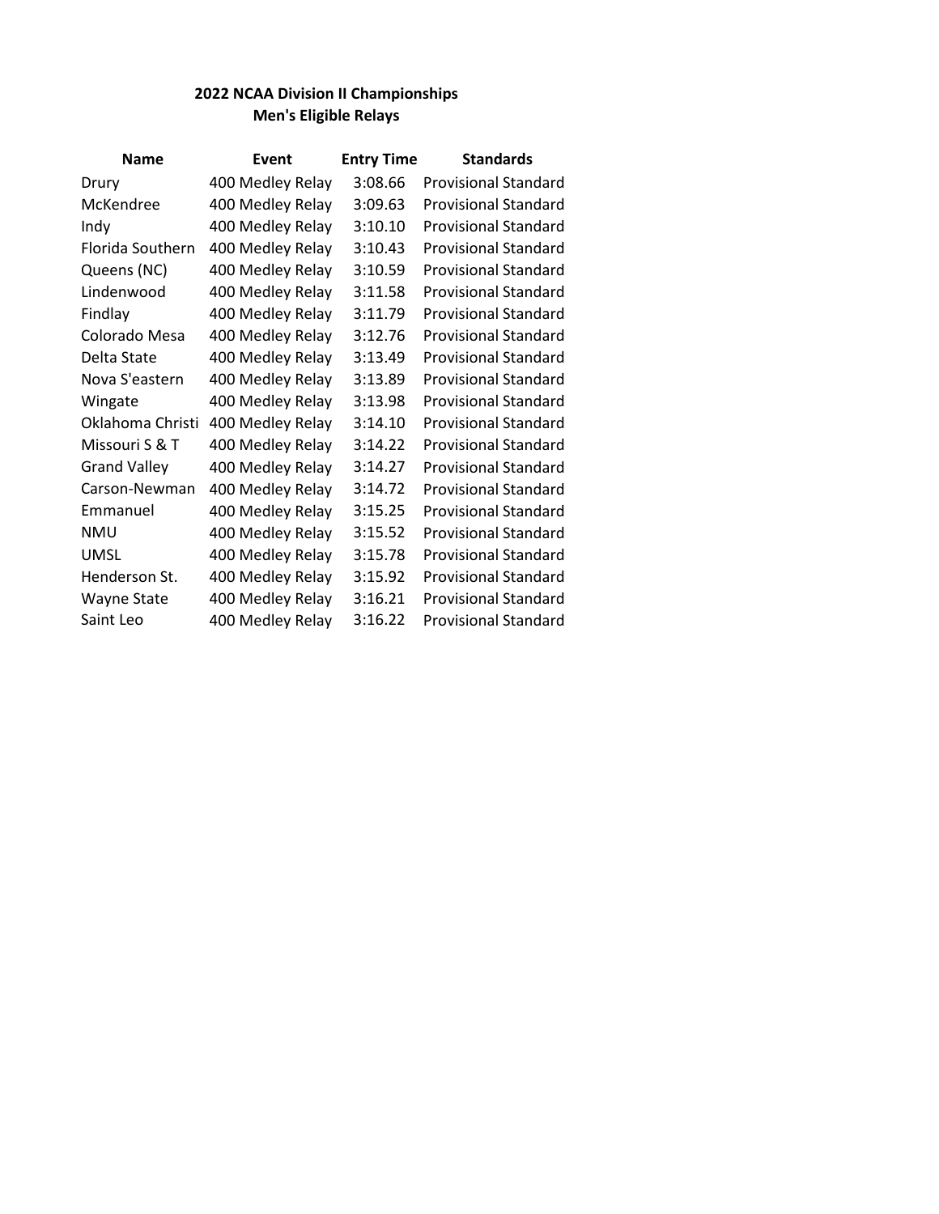## 2022 NCAA Division II Championships
## Men's Eligible Relays

| Name | Event | Entry Time | Standards |
|---|---|---|---|
| Drury | 400 Medley Relay | 3:08.66 | Provisional Standard |
| McKendree | 400 Medley Relay | 3:09.63 | Provisional Standard |
| Indy | 400 Medley Relay | 3:10.10 | Provisional Standard |
| Florida Southern | 400 Medley Relay | 3:10.43 | Provisional Standard |
| Queens (NC) | 400 Medley Relay | 3:10.59 | Provisional Standard |
| Lindenwood | 400 Medley Relay | 3:11.58 | Provisional Standard |
| Findlay | 400 Medley Relay | 3:11.79 | Provisional Standard |
| Colorado Mesa | 400 Medley Relay | 3:12.76 | Provisional Standard |
| Delta State | 400 Medley Relay | 3:13.49 | Provisional Standard |
| Nova S'eastern | 400 Medley Relay | 3:13.89 | Provisional Standard |
| Wingate | 400 Medley Relay | 3:13.98 | Provisional Standard |
| Oklahoma Christi | 400 Medley Relay | 3:14.10 | Provisional Standard |
| Missouri S & T | 400 Medley Relay | 3:14.22 | Provisional Standard |
| Grand Valley | 400 Medley Relay | 3:14.27 | Provisional Standard |
| Carson-Newman | 400 Medley Relay | 3:14.72 | Provisional Standard |
| Emmanuel | 400 Medley Relay | 3:15.25 | Provisional Standard |
| NMU | 400 Medley Relay | 3:15.52 | Provisional Standard |
| UMSL | 400 Medley Relay | 3:15.78 | Provisional Standard |
| Henderson St. | 400 Medley Relay | 3:15.92 | Provisional Standard |
| Wayne State | 400 Medley Relay | 3:16.21 | Provisional Standard |
| Saint Leo | 400 Medley Relay | 3:16.22 | Provisional Standard |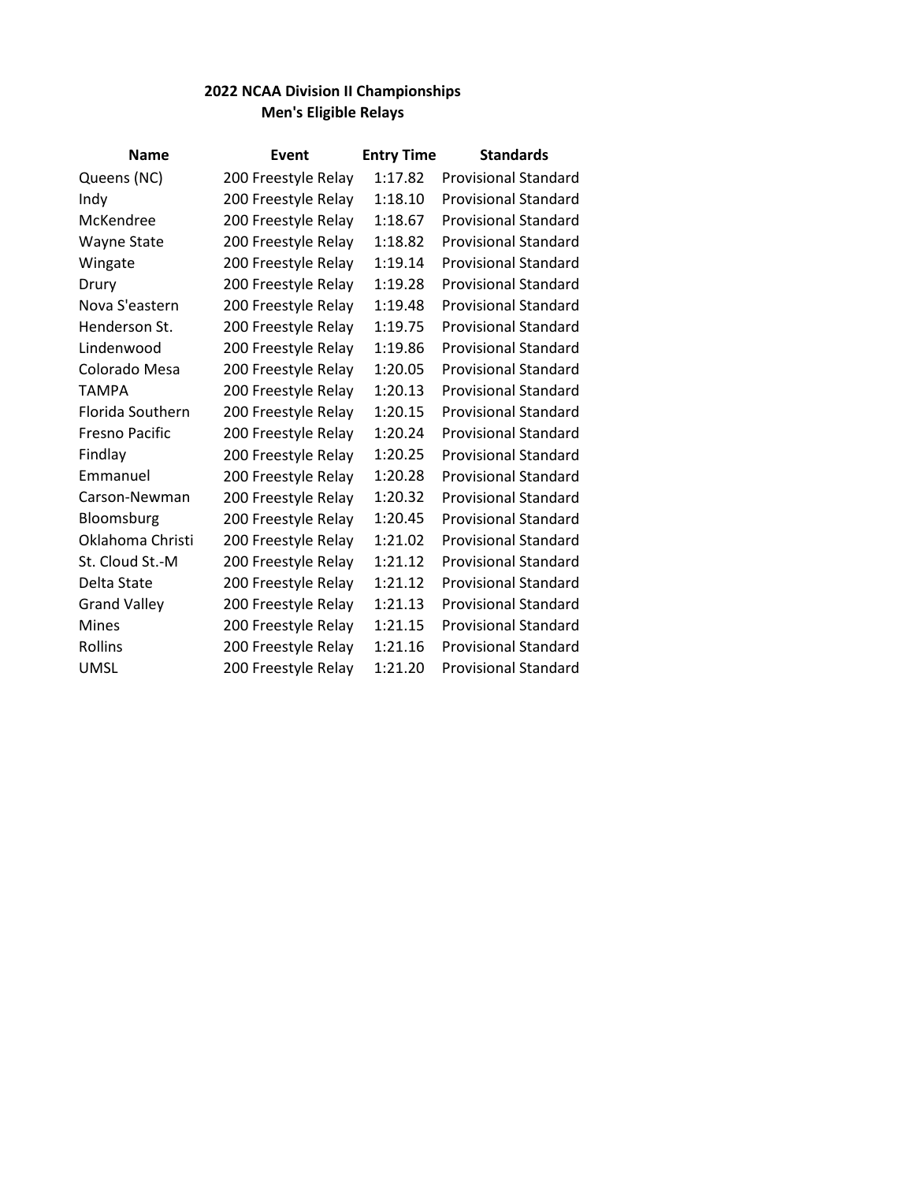**2022 NCAA Division II Championships**
**Men's Eligible Relays**

| Name | Event | Entry Time | Standards |
| --- | --- | --- | --- |
| Queens (NC) | 200 Freestyle Relay | 1:17.82 | Provisional Standard |
| Indy | 200 Freestyle Relay | 1:18.10 | Provisional Standard |
| McKendree | 200 Freestyle Relay | 1:18.67 | Provisional Standard |
| Wayne State | 200 Freestyle Relay | 1:18.82 | Provisional Standard |
| Wingate | 200 Freestyle Relay | 1:19.14 | Provisional Standard |
| Drury | 200 Freestyle Relay | 1:19.28 | Provisional Standard |
| Nova S'eastern | 200 Freestyle Relay | 1:19.48 | Provisional Standard |
| Henderson St. | 200 Freestyle Relay | 1:19.75 | Provisional Standard |
| Lindenwood | 200 Freestyle Relay | 1:19.86 | Provisional Standard |
| Colorado Mesa | 200 Freestyle Relay | 1:20.05 | Provisional Standard |
| TAMPA | 200 Freestyle Relay | 1:20.13 | Provisional Standard |
| Florida Southern | 200 Freestyle Relay | 1:20.15 | Provisional Standard |
| Fresno Pacific | 200 Freestyle Relay | 1:20.24 | Provisional Standard |
| Findlay | 200 Freestyle Relay | 1:20.25 | Provisional Standard |
| Emmanuel | 200 Freestyle Relay | 1:20.28 | Provisional Standard |
| Carson-Newman | 200 Freestyle Relay | 1:20.32 | Provisional Standard |
| Bloomsburg | 200 Freestyle Relay | 1:20.45 | Provisional Standard |
| Oklahoma Christi | 200 Freestyle Relay | 1:21.02 | Provisional Standard |
| St. Cloud St.-M | 200 Freestyle Relay | 1:21.12 | Provisional Standard |
| Delta State | 200 Freestyle Relay | 1:21.12 | Provisional Standard |
| Grand Valley | 200 Freestyle Relay | 1:21.13 | Provisional Standard |
| Mines | 200 Freestyle Relay | 1:21.15 | Provisional Standard |
| Rollins | 200 Freestyle Relay | 1:21.16 | Provisional Standard |
| UMSL | 200 Freestyle Relay | 1:21.20 | Provisional Standard |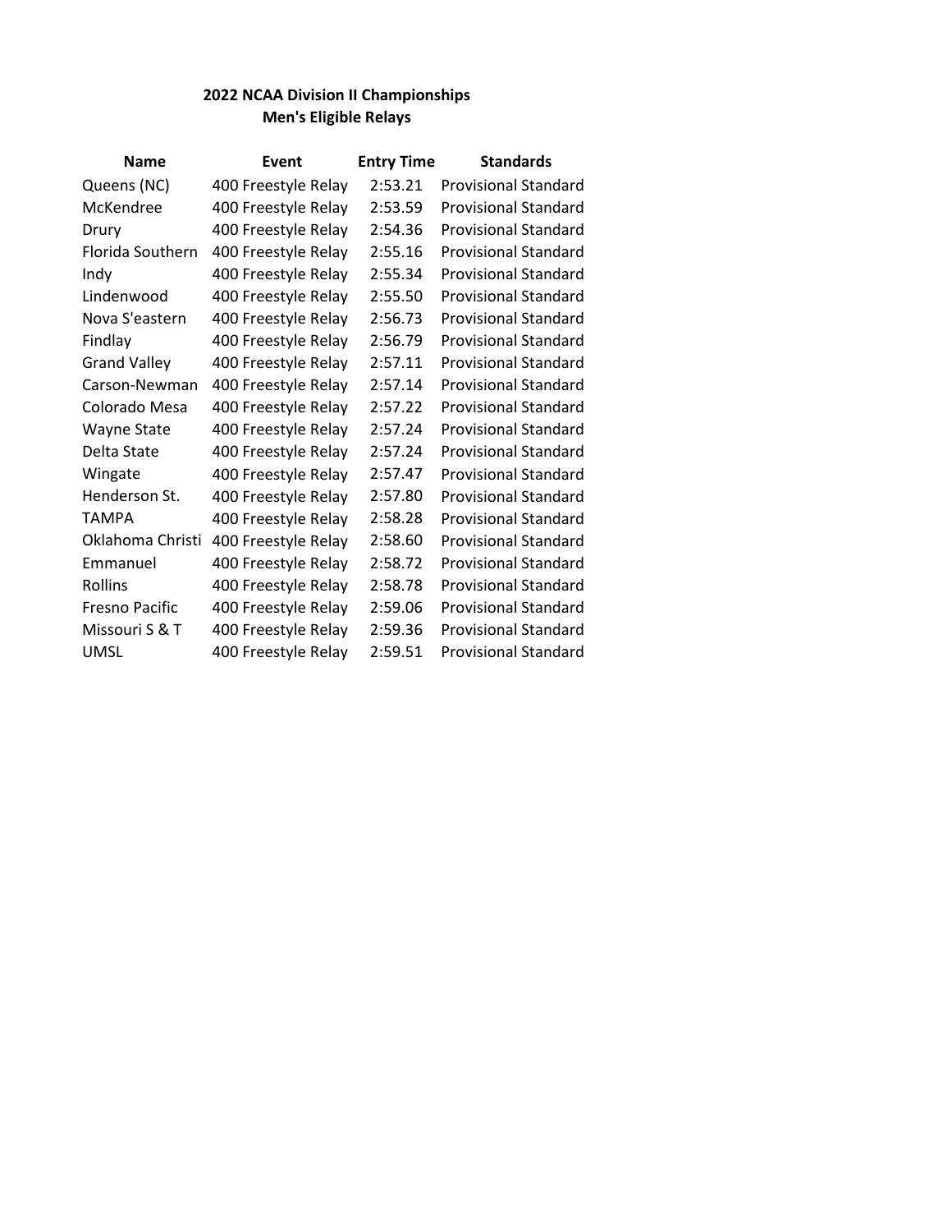# 2022 NCAA Division II Championships
## Men's Eligible Relays

| Name | Event | Entry Time | Standards |
| --- | --- | --- | --- |
| Queens (NC) | 400 Freestyle Relay | 2:53.21 | Provisional Standard |
| McKendree | 400 Freestyle Relay | 2:53.59 | Provisional Standard |
| Drury | 400 Freestyle Relay | 2:54.36 | Provisional Standard |
| Florida Southern | 400 Freestyle Relay | 2:55.16 | Provisional Standard |
| Indy | 400 Freestyle Relay | 2:55.34 | Provisional Standard |
| Lindenwood | 400 Freestyle Relay | 2:55.50 | Provisional Standard |
| Nova S'eastern | 400 Freestyle Relay | 2:56.73 | Provisional Standard |
| Findlay | 400 Freestyle Relay | 2:56.79 | Provisional Standard |
| Grand Valley | 400 Freestyle Relay | 2:57.11 | Provisional Standard |
| Carson-Newman | 400 Freestyle Relay | 2:57.14 | Provisional Standard |
| Colorado Mesa | 400 Freestyle Relay | 2:57.22 | Provisional Standard |
| Wayne State | 400 Freestyle Relay | 2:57.24 | Provisional Standard |
| Delta State | 400 Freestyle Relay | 2:57.24 | Provisional Standard |
| Wingate | 400 Freestyle Relay | 2:57.47 | Provisional Standard |
| Henderson St. | 400 Freestyle Relay | 2:57.80 | Provisional Standard |
| TAMPA | 400 Freestyle Relay | 2:58.28 | Provisional Standard |
| Oklahoma Christi | 400 Freestyle Relay | 2:58.60 | Provisional Standard |
| Emmanuel | 400 Freestyle Relay | 2:58.72 | Provisional Standard |
| Rollins | 400 Freestyle Relay | 2:58.78 | Provisional Standard |
| Fresno Pacific | 400 Freestyle Relay | 2:59.06 | Provisional Standard |
| Missouri S & T | 400 Freestyle Relay | 2:59.36 | Provisional Standard |
| UMSL | 400 Freestyle Relay | 2:59.51 | Provisional Standard |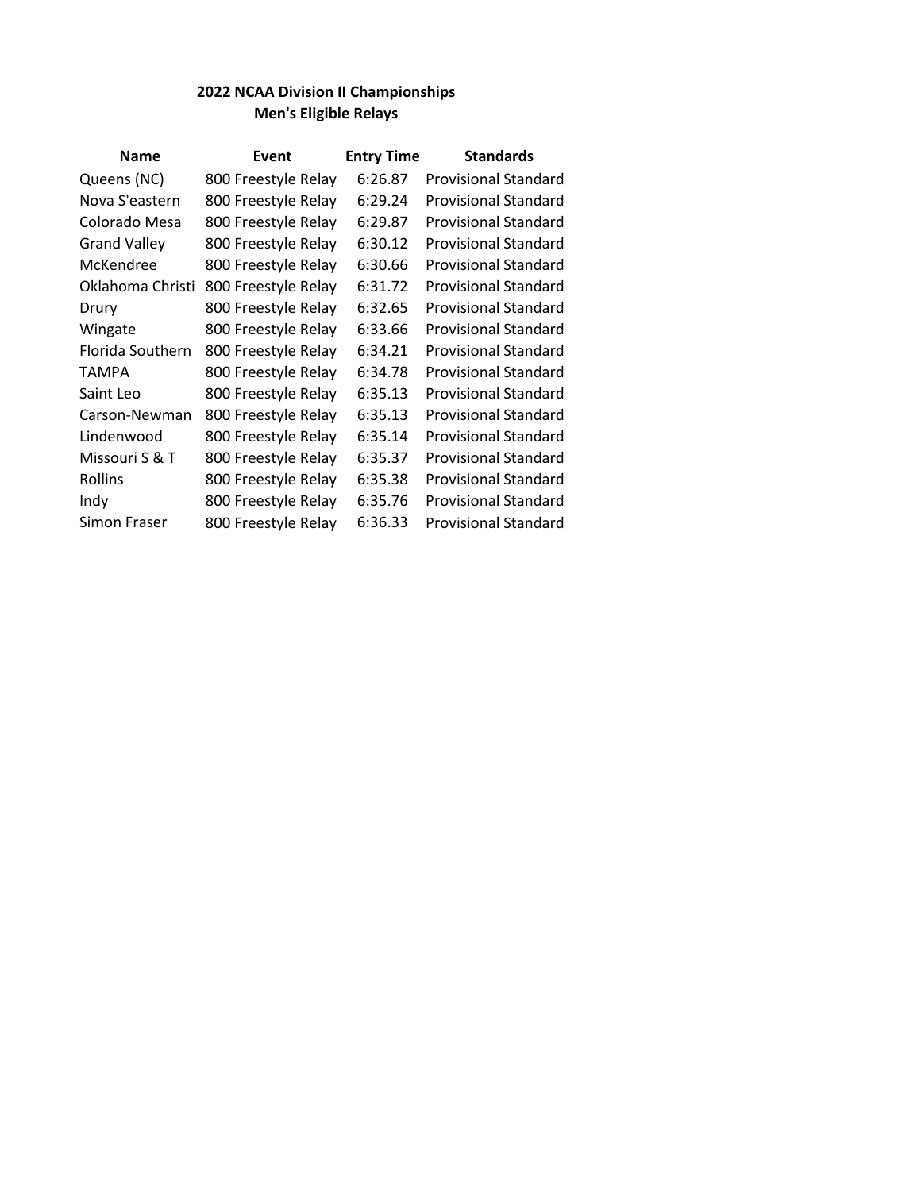**2022 NCAA Division II Championships**
**Men's Eligible Relays**

| Name | Event | Entry Time | Standards |
| --- | --- | --- | --- |
| Queens (NC) | 800 Freestyle Relay | 6:26.87 | Provisional Standard |
| Nova S'eastern | 800 Freestyle Relay | 6:29.24 | Provisional Standard |
| Colorado Mesa | 800 Freestyle Relay | 6:29.87 | Provisional Standard |
| Grand Valley | 800 Freestyle Relay | 6:30.12 | Provisional Standard |
| McKendree | 800 Freestyle Relay | 6:30.66 | Provisional Standard |
| Oklahoma Christi | 800 Freestyle Relay | 6:31.72 | Provisional Standard |
| Drury | 800 Freestyle Relay | 6:32.65 | Provisional Standard |
| Wingate | 800 Freestyle Relay | 6:33.66 | Provisional Standard |
| Florida Southern | 800 Freestyle Relay | 6:34.21 | Provisional Standard |
| TAMPA | 800 Freestyle Relay | 6:34.78 | Provisional Standard |
| Saint Leo | 800 Freestyle Relay | 6:35.13 | Provisional Standard |
| Carson-Newman | 800 Freestyle Relay | 6:35.13 | Provisional Standard |
| Lindenwood | 800 Freestyle Relay | 6:35.14 | Provisional Standard |
| Missouri S & T | 800 Freestyle Relay | 6:35.37 | Provisional Standard |
| Rollins | 800 Freestyle Relay | 6:35.38 | Provisional Standard |
| Indy | 800 Freestyle Relay | 6:35.76 | Provisional Standard |
| Simon Fraser | 800 Freestyle Relay | 6:36.33 | Provisional Standard |